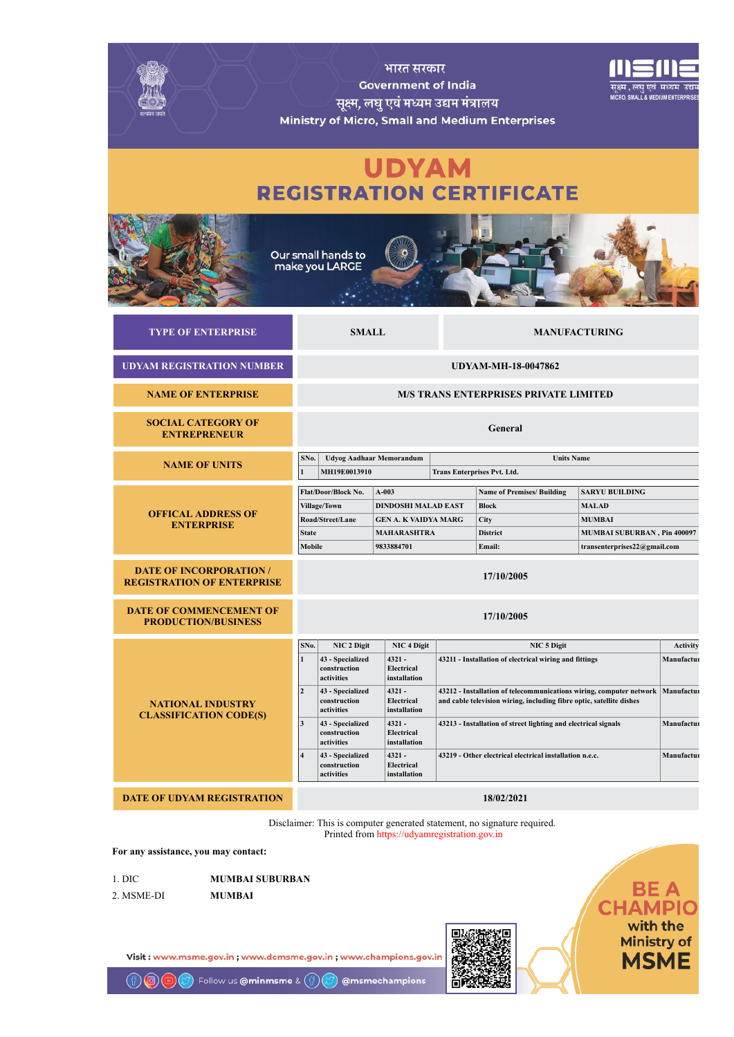भारत सरकार

Government of India

सूक्ष्म, लघु एवं मध्यम उद्यम मंत्रालय

Ministry of Micro, Small and Medium Enterprises

# UDYAM
## REGISTRATION CERTIFICATE

Our small hands to make you LARGE

| TYPE OF ENTERPRISE | SMALL | MANUFACTURING |
|---|---|---|
| UDYAM REGISTRATION NUMBER | UDYAM-MH-18-0047862 | |
| NAME OF ENTERPRISE | M/S TRANS ENTERPRISES PRIVATE LIMITED | |
| SOCIAL CATEGORY OF ENTREPRENEUR | General | |

**NAME OF UNITS**

| SNo. | Udyog Aadhaar Memorandum | Units Name |
|---|---|---|
| 1 | MH19E0013910 | Trans Enterprises Pvt. Ltd. |

**OFFICAL ADDRESS OF ENTERPRISE**

| Flat/Door/Block No. | A-003 | Name of Premises/ Building | SARYU BUILDING |
|---|---|---|---|
| Village/Town | DINDOSHI MALAD EAST | Block | MALAD |
| Road/Street/Lane | GEN A. K VAIDYA MARG | City | MUMBAI |
| State | MAHARASHTRA | District | MUMBAI SUBURBAN , Pin 400097 |
| Mobile | 9833884701 | Email: | transenterprises22@gmail.com |

| DATE OF INCORPORATION / REGISTRATION OF ENTERPRISE | 17/10/2005 |
|---|---|
| DATE OF COMMENCEMENT OF PRODUCTION/BUSINESS | 17/10/2005 |

**NATIONAL INDUSTRY CLASSIFICATION CODE(S)**

| SNo. | NIC 2 Digit | NIC 4 Digit | NIC 5 Digit | Activity |
|---|---|---|---|---|
| 1 | 43 - Specialized construction activities | 4321 - Electrical installation | 43211 - Installation of electrical wiring and fittings | Manufactur |
| 2 | 43 - Specialized construction activities | 4321 - Electrical installation | 43212 - Installation of telecommunications wiring, computer network and cable television wiring, including fibre optic, satellite dishes | Manufactur |
| 3 | 43 - Specialized construction activities | 4321 - Electrical installation | 43213 - Installation of street lighting and electrical signals | Manufactur |
| 4 | 43 - Specialized construction activities | 4321 - Electrical installation | 43219 - Other electrical electrical installation n.e.c. | Manufactur |

| DATE OF UDYAM REGISTRATION | 18/02/2021 |
|---|---|

Disclaimer: This is computer generated statement, no signature required.
Printed from https://udyamregistration.gov.in

**For any assistance, you may contact:**

1. DIC **MUMBAI SUBURBAN**
2. MSME-DI **MUMBAI**

Visit : www.msme.gov.in ; www.dcmsme.gov.in ; www.champions.gov.in

Follow us @minmsme & @msmechampions

BE A CHAMPIO with the Ministry of MSME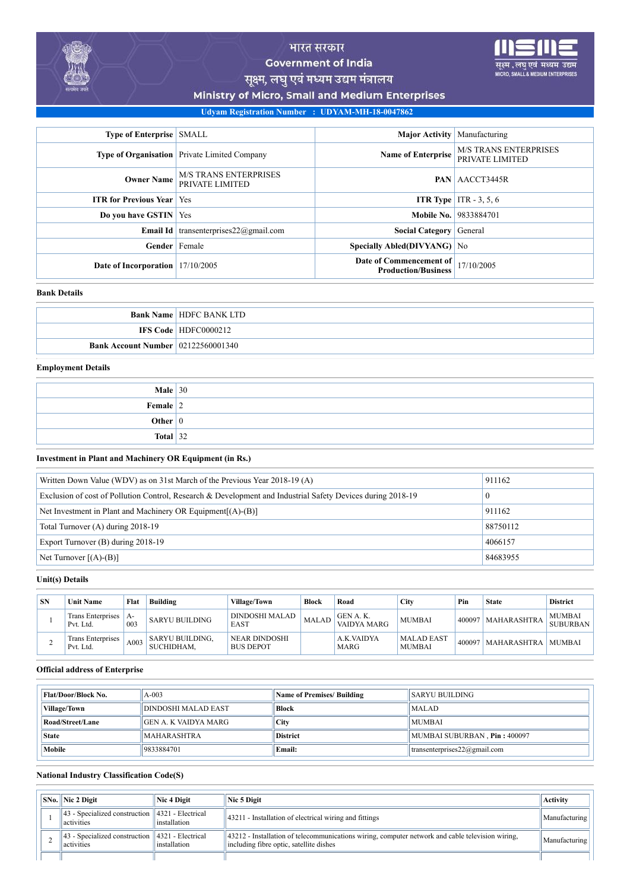भारत सरकार
Government of India
सूक्ष्म, लघु एवं मध्यम उद्यम मंत्रालय
Ministry of Micro, Small and Medium Enterprises

**Udyam Registration Number : UDYAM-MH-18-0047862**

| | | | |
|---|---|---|---|
| **Type of Enterprise** | SMALL | **Major Activity** | Manufacturing |
| **Type of Organisation** | Private Limited Company | **Name of Enterprise** | M/S TRANS ENTERPRISES PRIVATE LIMITED |
| **Owner Name** | M/S TRANS ENTERPRISES PRIVATE LIMITED | **PAN** | AACCT3445R |
| **ITR for Previous Year** | Yes | **ITR Type** | ITR - 3, 5, 6 |
| **Do you have GSTIN** | Yes | **Mobile No.** | 9833884701 |
| **Email Id** | transenterprises22@gmail.com | **Social Category** | General |
| **Gender** | Female | **Specially Abled(DIVYANG)** | No |
| **Date of Incorporation** | 17/10/2005 | **Date of Commencement of Production/Business** | 17/10/2005 |

### Bank Details

| | |
|---|---|
| **Bank Name** | HDFC BANK LTD |
| **IFS Code** | HDFC0000212 |
| **Bank Account Number** | 02122560001340 |

### Employment Details

| | |
|---|---|
| **Male** | 30 |
| **Female** | 2 |
| **Other** | 0 |
| **Total** | 32 |

### Investment in Plant and Machinery OR Equipment (in Rs.)

| | |
|---|---|
| Written Down Value (WDV) as on 31st March of the Previous Year 2018-19 (A) | 911162 |
| Exclusion of cost of Pollution Control, Research & Development and Industrial Safety Devices during 2018-19 | 0 |
| Net Investment in Plant and Machinery OR Equipment[(A)-(B)] | 911162 |
| Total Turnover (A) during 2018-19 | 88750112 |
| Export Turnover (B) during 2018-19 | 4066157 |
| Net Turnover [(A)-(B)] | 84683955 |

### Unit(s) Details

| SN | Unit Name | Flat | Building | Village/Town | Block | Road | City | Pin | State | District |
|---|---|---|---|---|---|---|---|---|---|---|
| 1 | Trans Enterprises Pvt. Ltd. | A-003 | SARYU BUILDING | DINDOSHI MALAD EAST | MALAD | GEN A. K. VAIDYA MARG | MUMBAI | 400097 | MAHARASHTRA | MUMBAI SUBURBAN |
| 2 | Trans Enterprises Pvt. Ltd. | A003 | SARYU BUILDING, SUCHIDHAM, | NEAR DINDOSHI BUS DEPOT | | A.K.VAIDYA MARG | MALAD EAST MUMBAI | 400097 | MAHARASHTRA | MUMBAI |

### Official address of Enterprise

| | | | |
|---|---|---|---|
| **Flat/Door/Block No.** | A-003 | **Name of Premises/ Building** | SARYU BUILDING |
| **Village/Town** | DINDOSHI MALAD EAST | **Block** | MALAD |
| **Road/Street/Lane** | GEN A. K VAIDYA MARG | **City** | MUMBAI |
| **State** | MAHARASHTRA | **District** | MUMBAI SUBURBAN , **Pin :** 400097 |
| **Mobile** | 9833884701 | **Email:** | transenterprises22@gmail.com |

### National Industry Classification Code(S)

| SNo. | Nic 2 Digit | Nic 4 Digit | Nic 5 Digit | Activity |
|---|---|---|---|---|
| 1 | 43 - Specialized construction activities | 4321 - Electrical installation | 43211 - Installation of electrical wiring and fittings | Manufacturing |
| 2 | 43 - Specialized construction activities | 4321 - Electrical installation | 43212 - Installation of telecommunications wiring, computer network and cable television wiring, including fibre optic, satellite dishes | Manufacturing |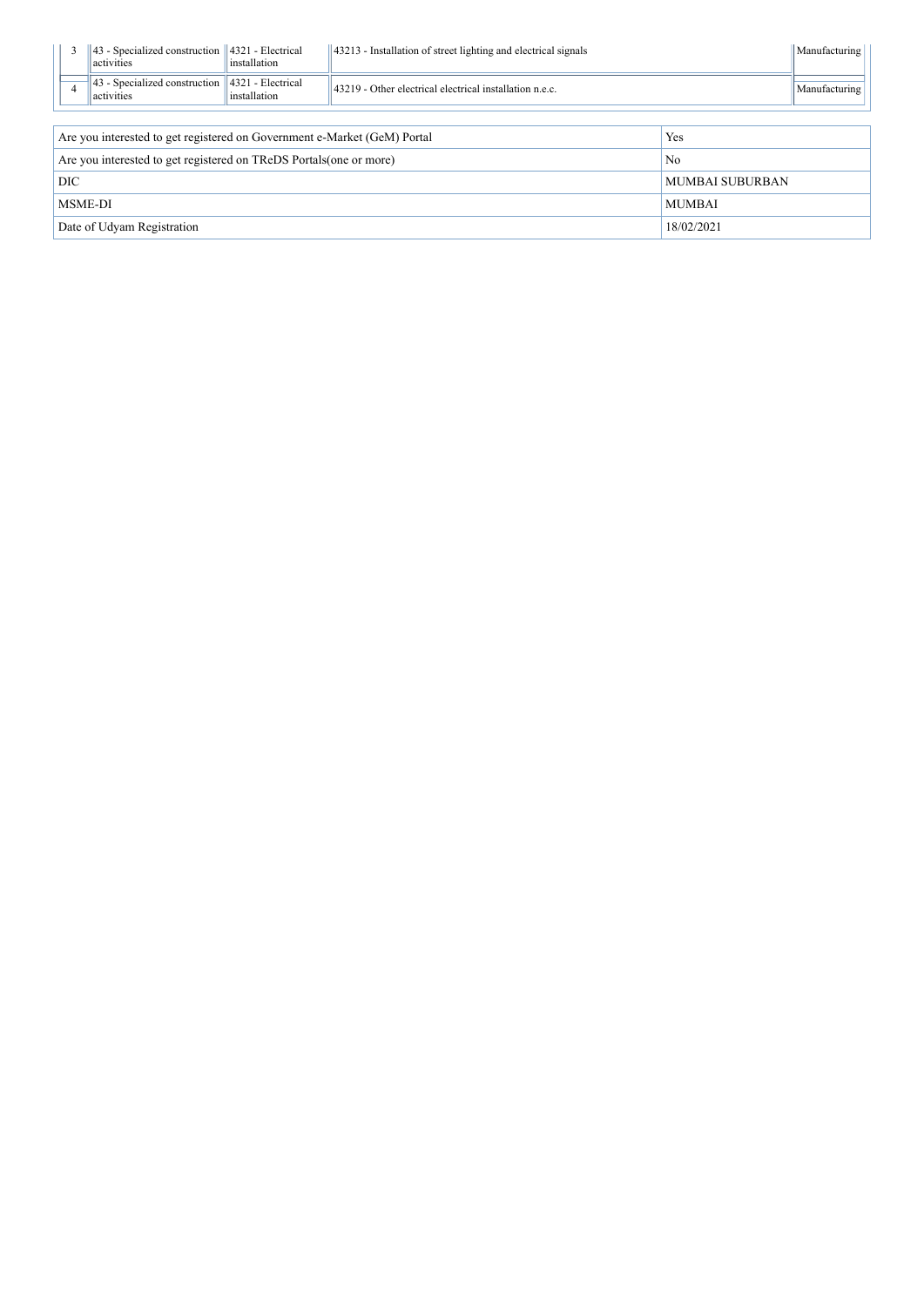| | | | | |
|---|---|---|---|---|
| 3 | 43 - Specialized construction activities | 4321 - Electrical installation | 43213 - Installation of street lighting and electrical signals | Manufacturing |
| 4 | 43 - Specialized construction activities | 4321 - Electrical installation | 43219 - Other electrical electrical installation n.e.c. | Manufacturing |

| | |
|---|---|
| Are you interested to get registered on Government e-Market (GeM) Portal | Yes |
| Are you interested to get registered on TReDS Portals(one or more) | No |
| DIC | MUMBAI SUBURBAN |
| MSME-DI | MUMBAI |
| Date of Udyam Registration | 18/02/2021 |